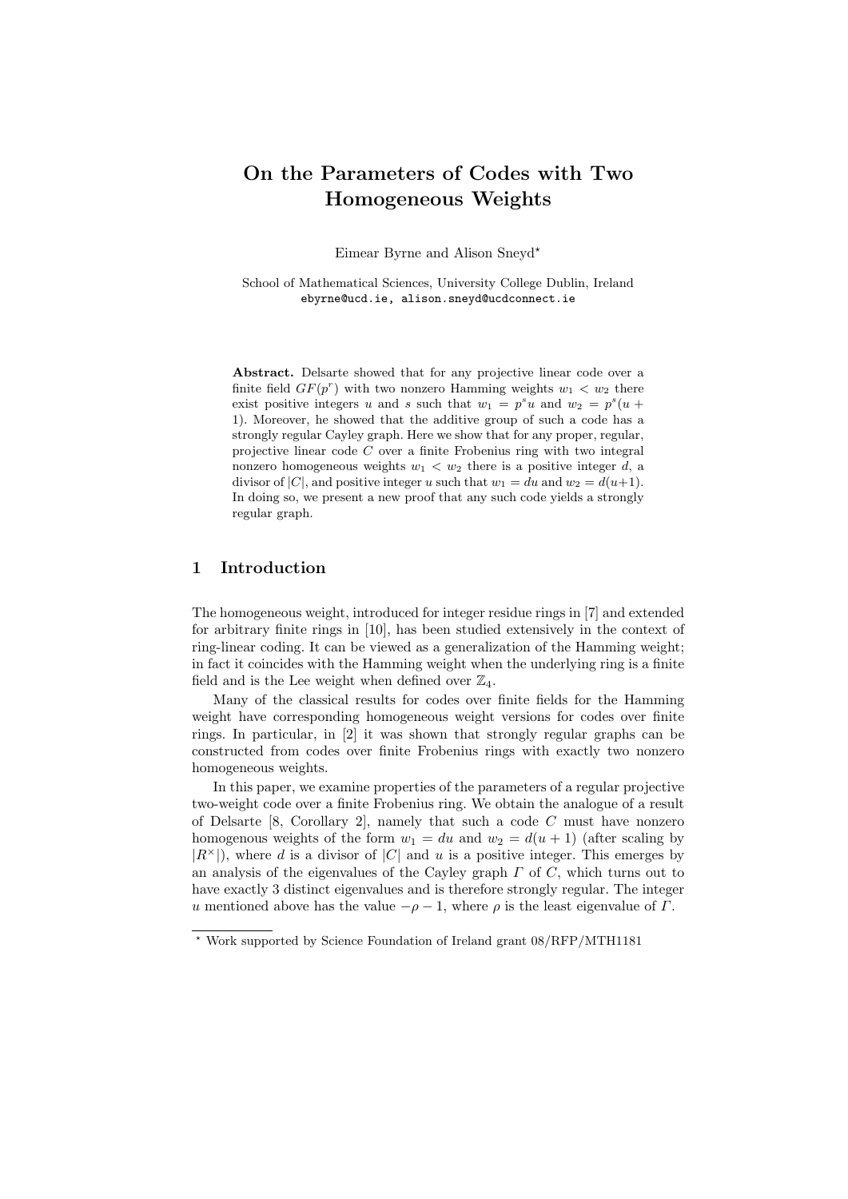# On the Parameters of Codes with Two Homogeneous Weights

Eimear Byrne and Alison Sneyd*

School of Mathematical Sciences, University College Dublin, Ireland
ebyrne@ucd.ie, alison.sneyd@ucdconnect.ie

**Abstract.** Delsarte showed that for any projective linear code over a finite field $GF(p^r)$ with two nonzero Hamming weights $w_1 < w_2$ there exist positive integers $u$ and $s$ such that $w_1 = p^s u$ and $w_2 = p^s(u+1)$. Moreover, he showed that the additive group of such a code has a strongly regular Cayley graph. Here we show that for any proper, regular, projective linear code $C$ over a finite Frobenius ring with two integral nonzero homogeneous weights $w_1 < w_2$ there is a positive integer $d$, a divisor of $|C|$, and positive integer $u$ such that $w_1 = du$ and $w_2 = d(u+1)$. In doing so, we present a new proof that any such code yields a strongly regular graph.

## 1 Introduction

The homogeneous weight, introduced for integer residue rings in [7] and extended for arbitrary finite rings in [10], has been studied extensively in the context of ring-linear coding. It can be viewed as a generalization of the Hamming weight; in fact it coincides with the Hamming weight when the underlying ring is a finite field and is the Lee weight when defined over $\mathbb{Z}_4$.

Many of the classical results for codes over finite fields for the Hamming weight have corresponding homogeneous weight versions for codes over finite rings. In particular, in [2] it was shown that strongly regular graphs can be constructed from codes over finite Frobenius rings with exactly two nonzero homogeneous weights.

In this paper, we examine properties of the parameters of a regular projective two-weight code over a finite Frobenius ring. We obtain the analogue of a result of Delsarte [8, Corollary 2], namely that such a code $C$ must have nonzero homogenous weights of the form $w_1 = du$ and $w_2 = d(u+1)$ (after scaling by $|R^\times|$), where $d$ is a divisor of $|C|$ and $u$ is a positive integer. This emerges by an analysis of the eigenvalues of the Cayley graph $\Gamma$ of $C$, which turns out to have exactly 3 distinct eigenvalues and is therefore strongly regular. The integer $u$ mentioned above has the value $-\rho - 1$, where $\rho$ is the least eigenvalue of $\Gamma$.

---

* Work supported by Science Foundation of Ireland grant 08/RFP/MTH1181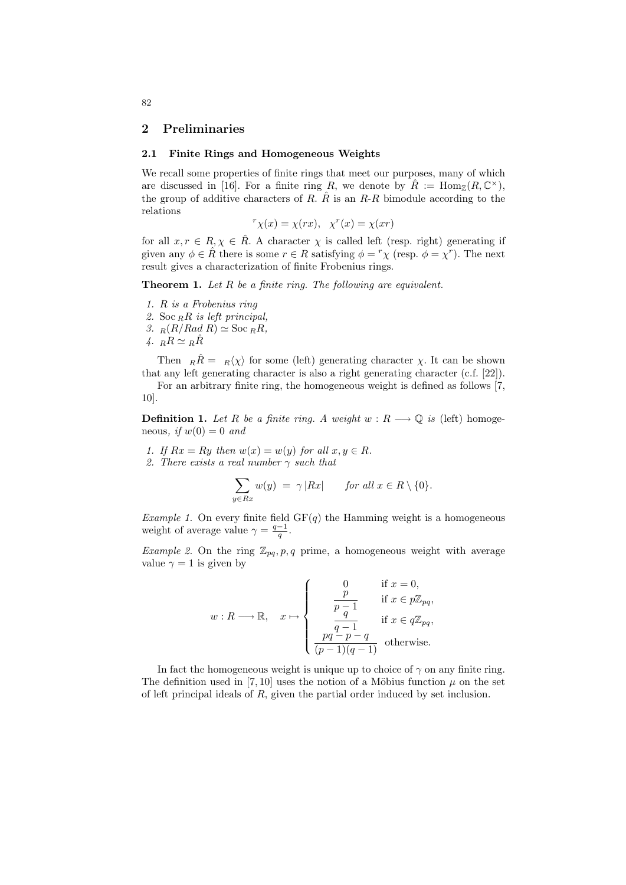## 2 Preliminaries

### 2.1 Finite Rings and Homogeneous Weights

We recall some properties of finite rings that meet our purposes, many of which are discussed in [16]. For a finite ring $R$, we denote by $\hat{R} := \mathrm{Hom}_{\mathbb{Z}}(R, \mathbb{C}^{\times})$, the group of additive characters of $R$. $\hat{R}$ is an $R$-$R$ bimodule according to the relations

$$^{r}\chi(x) = \chi(rx), \quad \chi^{r}(x) = \chi(xr)$$

for all $x, r \in R, \chi \in \hat{R}$. A character $\chi$ is called left (resp. right) generating if given any $\phi \in \hat{R}$ there is some $r \in R$ satisfying $\phi = {}^{r}\chi$ (resp. $\phi = \chi^{r}$). The next result gives a characterization of finite Frobenius rings.

**Theorem 1.** *Let $R$ be a finite ring. The following are equivalent.*

1. *$R$ is a Frobenius ring*
2. *$\mathrm{Soc}\,{}_{R}R$ is left principal,*
3. *${}_{R}(R/Rad\ R) \simeq \mathrm{Soc}\,{}_{R}R$,*
4. *${}_{R}R \simeq {}_{R}\hat{R}$*

Then ${}_{R}\hat{R} = {}_{R}\langle\chi\rangle$ for some (left) generating character $\chi$. It can be shown that any left generating character is also a right generating character (c.f. [22]).

For an arbitrary finite ring, the homogeneous weight is defined as follows [7, 10].

**Definition 1.** *Let $R$ be a finite ring. A weight $w : R \longrightarrow \mathbb{Q}$ is* (left) homogeneous, *if $w(0) = 0$ and*

1. *If $Rx = Ry$ then $w(x) = w(y)$ for all $x, y \in R$.*
2. *There exists a real number $\gamma$ such that*

$$\sum_{y \in Rx} w(y) \;=\; \gamma\,|Rx| \qquad \textit{for all } x \in R \setminus \{0\}.$$

*Example 1.* On every finite field $\mathrm{GF}(q)$ the Hamming weight is a homogeneous weight of average value $\gamma = \frac{q-1}{q}$.

*Example 2.* On the ring $\mathbb{Z}_{pq}, p, q$ prime, a homogeneous weight with average value $\gamma = 1$ is given by

$$w : R \longrightarrow \mathbb{R}, \quad x \mapsto \begin{cases} 0 & \text{if } x = 0, \\ \dfrac{p}{p-1} & \text{if } x \in p\mathbb{Z}_{pq}, \\ \dfrac{q}{q-1} & \text{if } x \in q\mathbb{Z}_{pq}, \\ \dfrac{pq-p-q}{(p-1)(q-1)} & \text{otherwise.} \end{cases}$$

In fact the homogeneous weight is unique up to choice of $\gamma$ on any finite ring. The definition used in [7, 10] uses the notion of a Möbius function $\mu$ on the set of left principal ideals of $R$, given the partial order induced by set inclusion.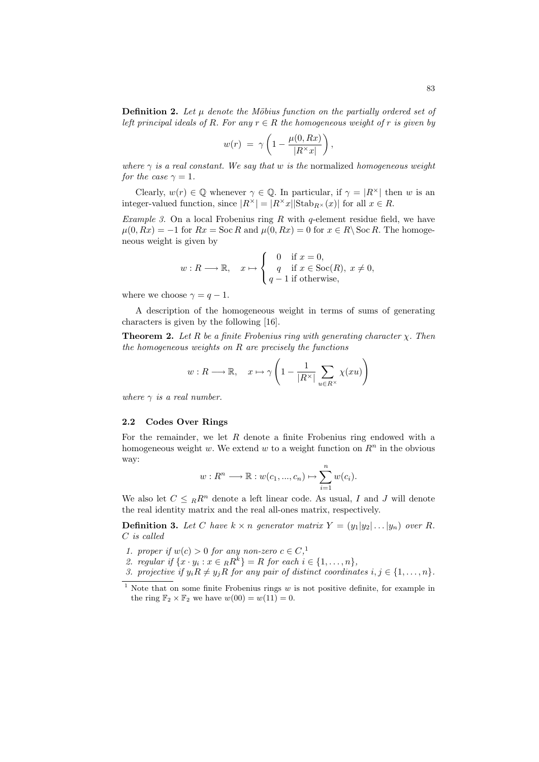**Definition 2.** *Let $\mu$ denote the Möbius function on the partially ordered set of left principal ideals of $R$. For any $r \in R$ the homogeneous weight of $r$ is given by*

$$w(r) \;=\; \gamma\left(1 - \frac{\mu(0, Rx)}{|R^{\times}x|}\right),$$

*where $\gamma$ is a real constant. We say that $w$ is the* normalized *homogeneous weight for the case $\gamma = 1$.*

Clearly, $w(r) \in \mathbb{Q}$ whenever $\gamma \in \mathbb{Q}$. In particular, if $\gamma = |R^{\times}|$ then $w$ is an integer-valued function, since $|R^{\times}| = |R^{\times}x||\mathrm{Stab}_{R^{\times}}(x)|$ for all $x \in R$.

*Example 3.* On a local Frobenius ring $R$ with $q$-element residue field, we have $\mu(0, Rx) = -1$ for $Rx = \mathrm{Soc}\, R$ and $\mu(0, Rx) = 0$ for $x \in R \setminus \mathrm{Soc}\, R$. The homogeneous weight is given by

$$w : R \longrightarrow \mathbb{R}, \quad x \mapsto \begin{cases} 0 & \text{if } x = 0, \\ q & \text{if } x \in \mathrm{Soc}(R),\ x \neq 0, \\ q-1 & \text{if otherwise,} \end{cases}$$

where we choose $\gamma = q - 1$.

A description of the homogeneous weight in terms of sums of generating characters is given by the following [16].

**Theorem 2.** *Let $R$ be a finite Frobenius ring with generating character $\chi$. Then the homogeneous weights on $R$ are precisely the functions*

$$w : R \longrightarrow \mathbb{R}, \quad x \mapsto \gamma\left(1 - \frac{1}{|R^{\times}|}\sum_{u \in R^{\times}} \chi(xu)\right)$$

*where $\gamma$ is a real number.*

### 2.2 Codes Over Rings

For the remainder, we let $R$ denote a finite Frobenius ring endowed with a homogeneous weight $w$. We extend $w$ to a weight function on $R^n$ in the obvious way:

$$w : R^n \longrightarrow \mathbb{R} : w(c_1, ..., c_n) \mapsto \sum_{i=1}^{n} w(c_i).$$

We also let $C \leq {}_R R^n$ denote a left linear code. As usual, $I$ and $J$ will denote the real identity matrix and the real all-ones matrix, respectively.

**Definition 3.** *Let $C$ have $k \times n$ generator matrix $Y = (y_1|y_2|\ldots|y_n)$ over $R$. $C$ is called*

1. *proper if $w(c) > 0$ for any non-zero $c \in C$,*[1]
2. *regular if $\{x \cdot y_i : x \in {}_R R^k\} = R$ for each $i \in \{1, \ldots, n\}$,*
3. *projective if $y_i R \neq y_j R$ for any pair of distinct coordinates $i, j \in \{1, \ldots, n\}$.*

[1] Note that on some finite Frobenius rings $w$ is not positive definite, for example in the ring $\mathbb{F}_2 \times \mathbb{F}_2$ we have $w(00) = w(11) = 0$.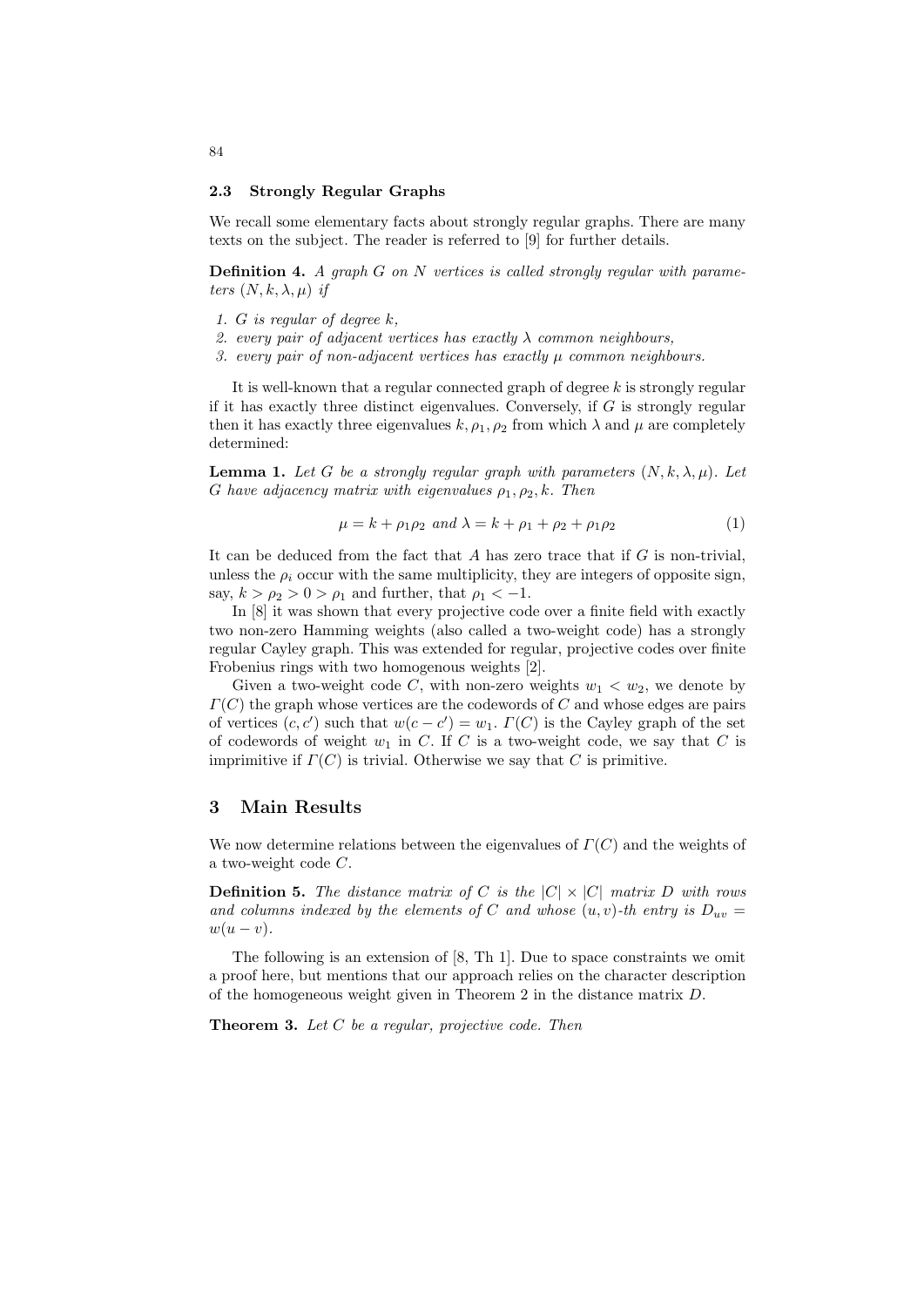### 2.3 Strongly Regular Graphs

We recall some elementary facts about strongly regular graphs. There are many texts on the subject. The reader is referred to [9] for further details.

**Definition 4.** *A graph $G$ on $N$ vertices is called strongly regular with parameters $(N, k, \lambda, \mu)$ if*

1. *$G$ is regular of degree $k$,*
2. *every pair of adjacent vertices has exactly $\lambda$ common neighbours,*
3. *every pair of non-adjacent vertices has exactly $\mu$ common neighbours.*

It is well-known that a regular connected graph of degree $k$ is strongly regular if it has exactly three distinct eigenvalues. Conversely, if $G$ is strongly regular then it has exactly three eigenvalues $k, \rho_1, \rho_2$ from which $\lambda$ and $\mu$ are completely determined:

**Lemma 1.** *Let $G$ be a strongly regular graph with parameters $(N, k, \lambda, \mu)$. Let $G$ have adjacency matrix with eigenvalues $\rho_1, \rho_2, k$. Then*

$$\mu = k + \rho_1\rho_2 \text{ and } \lambda = k + \rho_1 + \rho_2 + \rho_1\rho_2 \tag{1}$$

It can be deduced from the fact that $A$ has zero trace that if $G$ is non-trivial, unless the $\rho_i$ occur with the same multiplicity, they are integers of opposite sign, say, $k > \rho_2 > 0 > \rho_1$ and further, that $\rho_1 < -1$.

In [8] it was shown that every projective code over a finite field with exactly two non-zero Hamming weights (also called a two-weight code) has a strongly regular Cayley graph. This was extended for regular, projective codes over finite Frobenius rings with two homogenous weights [2].

Given a two-weight code $C$, with non-zero weights $w_1 < w_2$, we denote by $\Gamma(C)$ the graph whose vertices are the codewords of $C$ and whose edges are pairs of vertices $(c, c')$ such that $w(c - c') = w_1$. $\Gamma(C)$ is the Cayley graph of the set of codewords of weight $w_1$ in $C$. If $C$ is a two-weight code, we say that $C$ is imprimitive if $\Gamma(C)$ is trivial. Otherwise we say that $C$ is primitive.

## 3 Main Results

We now determine relations between the eigenvalues of $\Gamma(C)$ and the weights of a two-weight code $C$.

**Definition 5.** *The distance matrix of $C$ is the $|C| \times |C|$ matrix $D$ with rows and columns indexed by the elements of $C$ and whose $(u, v)$-th entry is $D_{uv} = w(u - v)$.*

The following is an extension of [8, Th 1]. Due to space constraints we omit a proof here, but mentions that our approach relies on the character description of the homogeneous weight given in Theorem 2 in the distance matrix $D$.

**Theorem 3.** *Let $C$ be a regular, projective code. Then*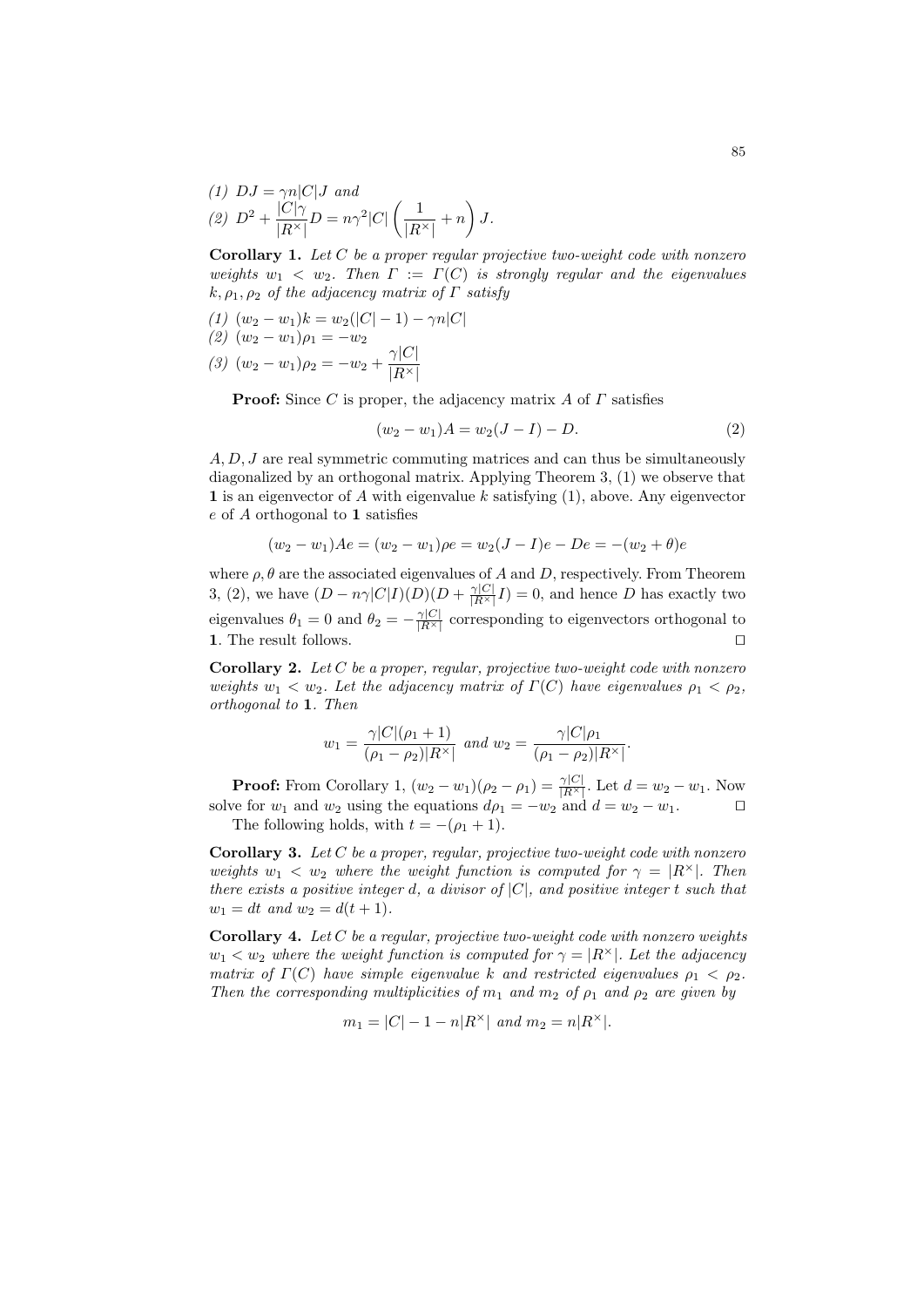(1) $DJ = \gamma n|C|J$ and
(2) $D^2 + \frac{|C|\gamma}{|R^\times|}D = n\gamma^2|C|\left(\frac{1}{|R^\times|} + n\right)J$.

**Corollary 1.** *Let $C$ be a proper regular projective two-weight code with nonzero weights $w_1 < w_2$. Then $\Gamma := \Gamma(C)$ is strongly regular and the eigenvalues $k, \rho_1, \rho_2$ of the adjacency matrix of $\Gamma$ satisfy*

*(1) $(w_2 - w_1)k = w_2(|C| - 1) - \gamma n|C|$*
*(2) $(w_2 - w_1)\rho_1 = -w_2$*
*(3) $(w_2 - w_1)\rho_2 = -w_2 + \frac{\gamma|C|}{|R^\times|}$*

**Proof:** Since $C$ is proper, the adjacency matrix $A$ of $\Gamma$ satisfies

$$(w_2 - w_1)A = w_2(J - I) - D. \tag{2}$$

$A, D, J$ are real symmetric commuting matrices and can thus be simultaneously diagonalized by an orthogonal matrix. Applying Theorem 3, (1) we observe that $\mathbf{1}$ is an eigenvector of $A$ with eigenvalue $k$ satisfying (1), above. Any eigenvector $e$ of $A$ orthogonal to $\mathbf{1}$ satisfies

$$(w_2 - w_1)Ae = (w_2 - w_1)\rho e = w_2(J - I)e - De = -(w_2 + \theta)e$$

where $\rho, \theta$ are the associated eigenvalues of $A$ and $D$, respectively. From Theorem 3, (2), we have $(D - n\gamma|C|I)(D)(D + \frac{\gamma|C|}{|R^\times|}I) = 0$, and hence $D$ has exactly two eigenvalues $\theta_1 = 0$ and $\theta_2 = -\frac{\gamma|C|}{|R^\times|}$ corresponding to eigenvectors orthogonal to $\mathbf{1}$. The result follows. □

**Corollary 2.** *Let $C$ be a proper, regular, projective two-weight code with nonzero weights $w_1 < w_2$. Let the adjacency matrix of $\Gamma(C)$ have eigenvalues $\rho_1 < \rho_2$, orthogonal to $\mathbf{1}$. Then*

$$w_1 = \frac{\gamma|C|(\rho_1 + 1)}{(\rho_1 - \rho_2)|R^\times|} \text{ and } w_2 = \frac{\gamma|C|\rho_1}{(\rho_1 - \rho_2)|R^\times|}.$$

**Proof:** From Corollary 1, $(w_2 - w_1)(\rho_2 - \rho_1) = \frac{\gamma|C|}{|R^\times|}$. Let $d = w_2 - w_1$. Now solve for $w_1$ and $w_2$ using the equations $d\rho_1 = -w_2$ and $d = w_2 - w_1$. □

The following holds, with $t = -(\rho_1 + 1)$.

**Corollary 3.** *Let $C$ be a proper, regular, projective two-weight code with nonzero weights $w_1 < w_2$ where the weight function is computed for $\gamma = |R^\times|$. Then there exists a positive integer $d$, a divisor of $|C|$, and positive integer $t$ such that $w_1 = dt$ and $w_2 = d(t + 1)$.*

**Corollary 4.** *Let $C$ be a regular, projective two-weight code with nonzero weights $w_1 < w_2$ where the weight function is computed for $\gamma = |R^\times|$. Let the adjacency matrix of $\Gamma(C)$ have simple eigenvalue $k$ and restricted eigenvalues $\rho_1 < \rho_2$. Then the corresponding multiplicities of $m_1$ and $m_2$ of $\rho_1$ and $\rho_2$ are given by*

$$m_1 = |C| - 1 - n|R^\times| \text{ and } m_2 = n|R^\times|.$$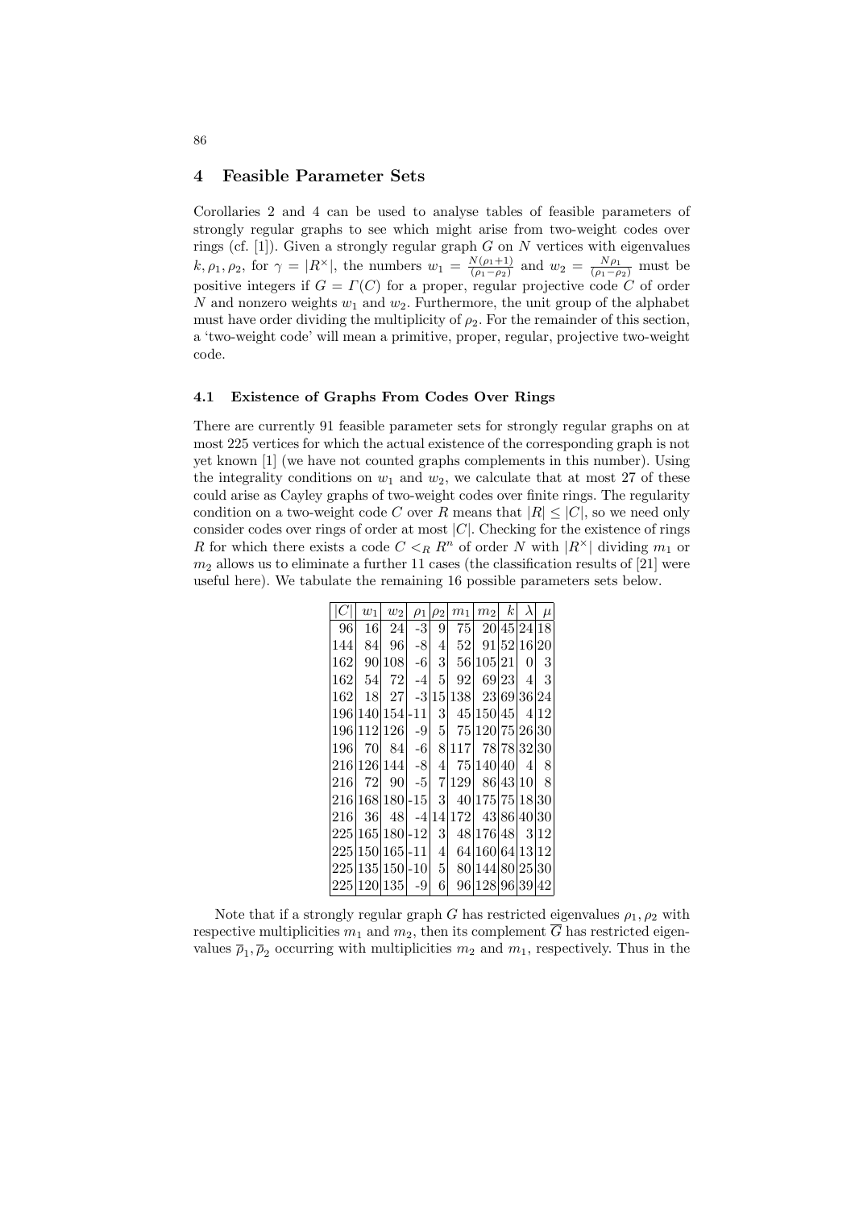## 4 Feasible Parameter Sets

Corollaries 2 and 4 can be used to analyse tables of feasible parameters of strongly regular graphs to see which might arise from two-weight codes over rings (cf. [1]). Given a strongly regular graph $G$ on $N$ vertices with eigenvalues $k, \rho_1, \rho_2$, for $\gamma = |R^{\times}|$, the numbers $w_1 = \frac{N(\rho_1+1)}{(\rho_1-\rho_2)}$ and $w_2 = \frac{N\rho_1}{(\rho_1-\rho_2)}$ must be positive integers if $G = \Gamma(C)$ for a proper, regular projective code $C$ of order $N$ and nonzero weights $w_1$ and $w_2$. Furthermore, the unit group of the alphabet must have order dividing the multiplicity of $\rho_2$. For the remainder of this section, a 'two-weight code' will mean a primitive, proper, regular, projective two-weight code.

### 4.1 Existence of Graphs From Codes Over Rings

There are currently 91 feasible parameter sets for strongly regular graphs on at most 225 vertices for which the actual existence of the corresponding graph is not yet known [1] (we have not counted graphs complements in this number). Using the integrality conditions on $w_1$ and $w_2$, we calculate that at most 27 of these could arise as Cayley graphs of two-weight codes over finite rings. The regularity condition on a two-weight code $C$ over $R$ means that $|R| \leq |C|$, so we need only consider codes over rings of order at most $|C|$. Checking for the existence of rings $R$ for which there exists a code $C <_R R^n$ of order $N$ with $|R^{\times}|$ dividing $m_1$ or $m_2$ allows us to eliminate a further 11 cases (the classification results of [21] were useful here). We tabulate the remaining 16 possible parameters sets below.

| $\|C\|$ | $w_1$ | $w_2$ | $\rho_1$ | $\rho_2$ | $m_1$ | $m_2$ | $k$ | $\lambda$ | $\mu$ |
|---|---|---|---|---|---|---|---|---|---|
| 96 | 16 | 24 | -3 | 9 | 75 | 20 | 45 | 24 | 18 |
| 144 | 84 | 96 | -8 | 4 | 52 | 91 | 52 | 16 | 20 |
| 162 | 90 | 108 | -6 | 3 | 56 | 105 | 21 | 0 | 3 |
| 162 | 54 | 72 | -4 | 5 | 92 | 69 | 23 | 4 | 3 |
| 162 | 18 | 27 | -3 | 15 | 138 | 23 | 69 | 36 | 24 |
| 196 | 140 | 154 | -11 | 3 | 45 | 150 | 45 | 4 | 12 |
| 196 | 112 | 126 | -9 | 5 | 75 | 120 | 75 | 26 | 30 |
| 196 | 70 | 84 | -6 | 8 | 117 | 78 | 78 | 32 | 30 |
| 216 | 126 | 144 | -8 | 4 | 75 | 140 | 40 | 4 | 8 |
| 216 | 72 | 90 | -5 | 7 | 129 | 86 | 43 | 10 | 8 |
| 216 | 168 | 180 | -15 | 3 | 40 | 175 | 75 | 18 | 30 |
| 216 | 36 | 48 | -4 | 14 | 172 | 43 | 86 | 40 | 30 |
| 225 | 165 | 180 | -12 | 3 | 48 | 176 | 48 | 3 | 12 |
| 225 | 150 | 165 | -11 | 4 | 64 | 160 | 64 | 13 | 12 |
| 225 | 135 | 150 | -10 | 5 | 80 | 144 | 80 | 25 | 30 |
| 225 | 120 | 135 | -9 | 6 | 96 | 128 | 96 | 39 | 42 |

Note that if a strongly regular graph $G$ has restricted eigenvalues $\rho_1, \rho_2$ with respective multiplicities $m_1$ and $m_2$, then its complement $\overline{G}$ has restricted eigenvalues $\overline{\rho}_1, \overline{\rho}_2$ occurring with multiplicities $m_2$ and $m_1$, respectively. Thus in the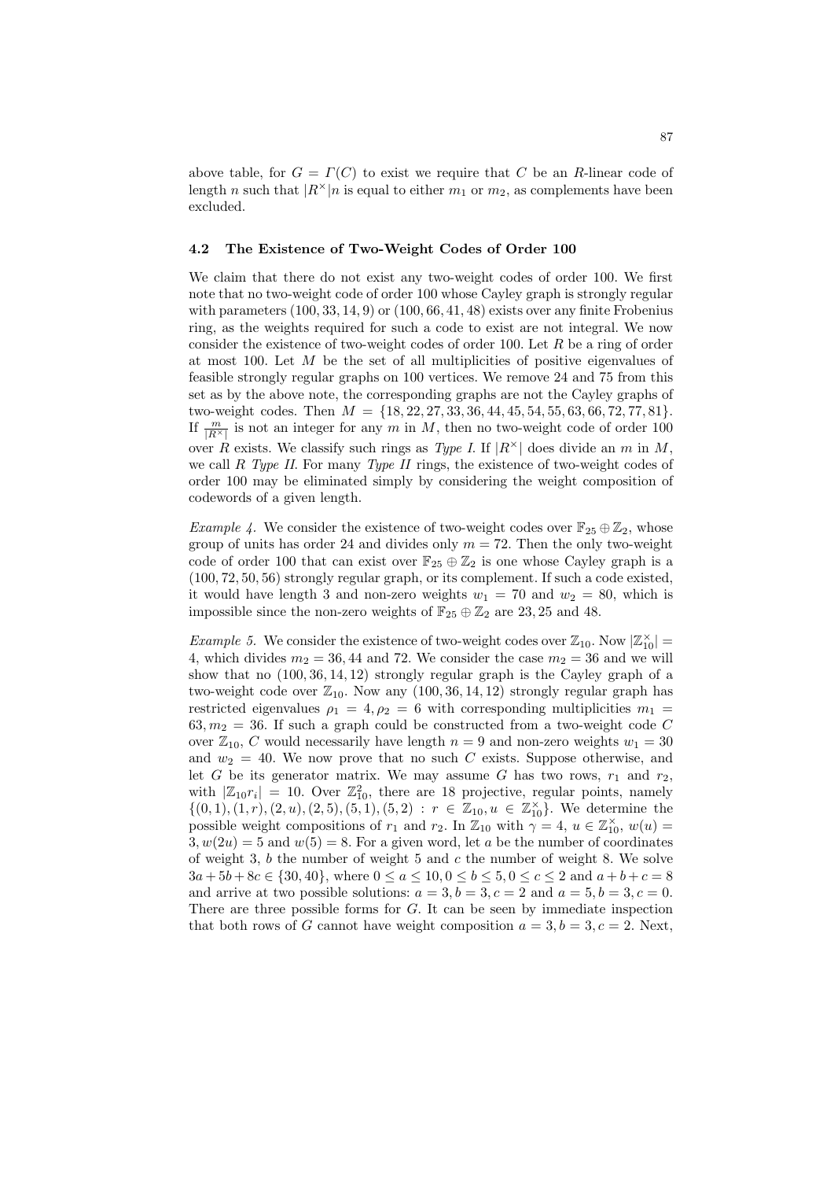above table, for $G = \Gamma(C)$ to exist we require that $C$ be an $R$-linear code of length $n$ such that $|R^{\times}|n$ is equal to either $m_1$ or $m_2$, as complements have been excluded.

### 4.2 The Existence of Two-Weight Codes of Order 100

We claim that there do not exist any two-weight codes of order 100. We first note that no two-weight code of order 100 whose Cayley graph is strongly regular with parameters $(100, 33, 14, 9)$ or $(100, 66, 41, 48)$ exists over any finite Frobenius ring, as the weights required for such a code to exist are not integral. We now consider the existence of two-weight codes of order 100. Let $R$ be a ring of order at most 100. Let $M$ be the set of all multiplicities of positive eigenvalues of feasible strongly regular graphs on 100 vertices. We remove 24 and 75 from this set as by the above note, the corresponding graphs are not the Cayley graphs of two-weight codes. Then $M = \{18, 22, 27, 33, 36, 44, 45, 54, 55, 63, 66, 72, 77, 81\}$. If $\frac{m}{|R^{\times}|}$ is not an integer for any $m$ in $M$, then no two-weight code of order 100 over $R$ exists. We classify such rings as *Type I*. If $|R^{\times}|$ does divide an $m$ in $M$, we call $R$ *Type II*. For many *Type II* rings, the existence of two-weight codes of order 100 may be eliminated simply by considering the weight composition of codewords of a given length.

*Example 4.* We consider the existence of two-weight codes over $\mathbb{F}_{25} \oplus \mathbb{Z}_2$, whose group of units has order 24 and divides only $m = 72$. Then the only two-weight code of order 100 that can exist over $\mathbb{F}_{25} \oplus \mathbb{Z}_2$ is one whose Cayley graph is a $(100, 72, 50, 56)$ strongly regular graph, or its complement. If such a code existed, it would have length 3 and non-zero weights $w_1 = 70$ and $w_2 = 80$, which is impossible since the non-zero weights of $\mathbb{F}_{25} \oplus \mathbb{Z}_2$ are 23, 25 and 48.

*Example 5.* We consider the existence of two-weight codes over $\mathbb{Z}_{10}$. Now $|\mathbb{Z}_{10}^{\times}| = 4$, which divides $m_2 = 36, 44$ and 72. We consider the case $m_2 = 36$ and we will show that no $(100, 36, 14, 12)$ strongly regular graph is the Cayley graph of a two-weight code over $\mathbb{Z}_{10}$. Now any $(100, 36, 14, 12)$ strongly regular graph has restricted eigenvalues $\rho_1 = 4, \rho_2 = 6$ with corresponding multiplicities $m_1 = 63, m_2 = 36$. If such a graph could be constructed from a two-weight code $C$ over $\mathbb{Z}_{10}$, $C$ would necessarily have length $n = 9$ and non-zero weights $w_1 = 30$ and $w_2 = 40$. We now prove that no such $C$ exists. Suppose otherwise, and let $G$ be its generator matrix. We may assume $G$ has two rows, $r_1$ and $r_2$, with $|\mathbb{Z}_{10}r_i| = 10$. Over $\mathbb{Z}_{10}^2$, there are 18 projective, regular points, namely $\{(0, 1), (1, r), (2, u), (2, 5), (5, 1), (5, 2) : r \in \mathbb{Z}_{10}, u \in \mathbb{Z}_{10}^{\times}\}$. We determine the possible weight compositions of $r_1$ and $r_2$. In $\mathbb{Z}_{10}$ with $\gamma = 4$, $u \in \mathbb{Z}_{10}^{\times}$, $w(u) = 3, w(2u) = 5$ and $w(5) = 8$. For a given word, let $a$ be the number of coordinates of weight 3, $b$ the number of weight 5 and $c$ the number of weight 8. We solve $3a + 5b + 8c \in \{30, 40\}$, where $0 \leq a \leq 10, 0 \leq b \leq 5, 0 \leq c \leq 2$ and $a + b + c = 8$ and arrive at two possible solutions: $a = 3, b = 3, c = 2$ and $a = 5, b = 3, c = 0$. There are three possible forms for $G$. It can be seen by immediate inspection that both rows of $G$ cannot have weight composition $a = 3, b = 3, c = 2$. Next,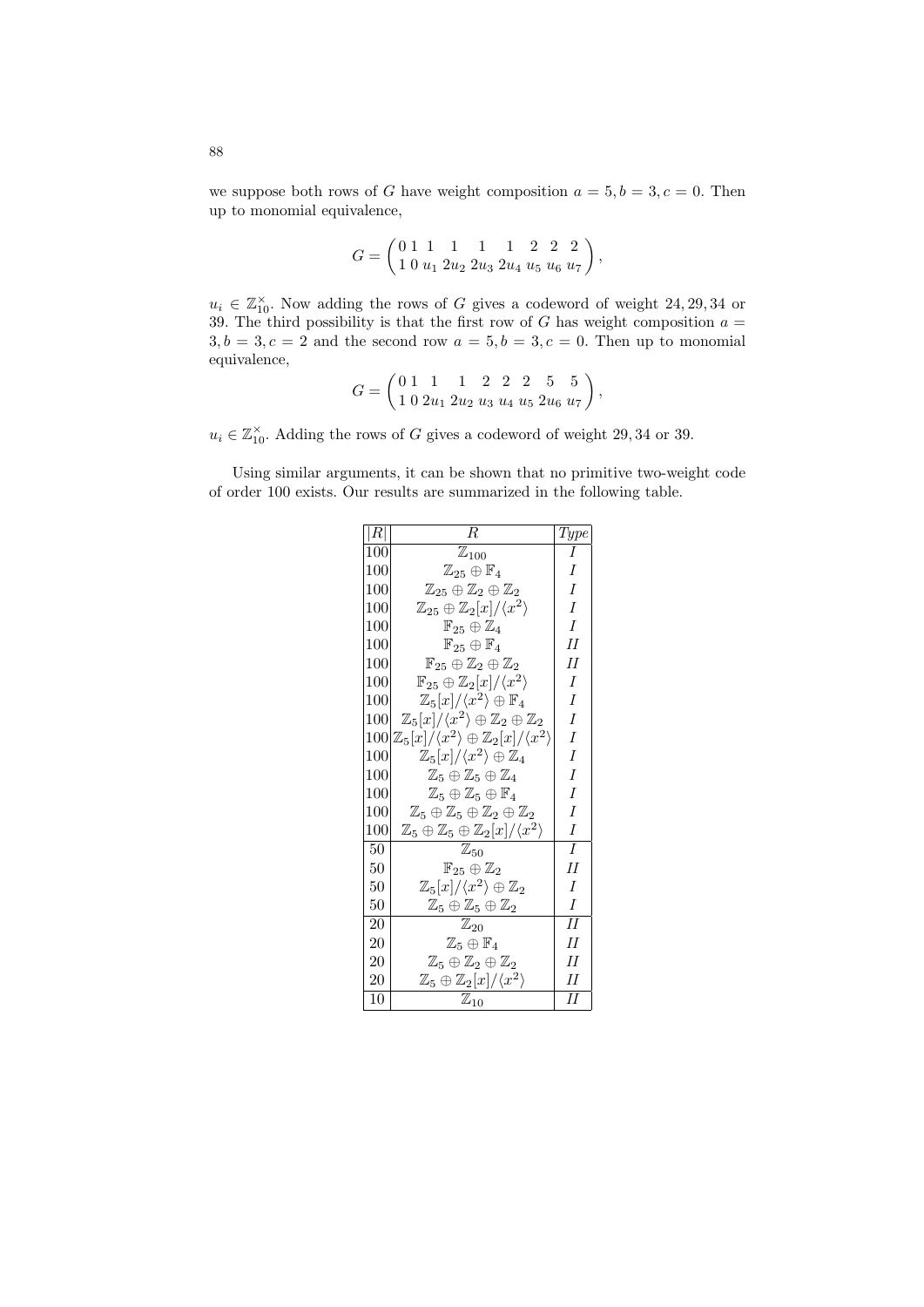we suppose both rows of $G$ have weight composition $a = 5, b = 3, c = 0$. Then up to monomial equivalence,

$$G = \begin{pmatrix} 0 & 1 & 1 & 1 & 1 & 1 & 2 & 2 & 2 \\ 1 & 0 & u_1 & 2u_2 & 2u_3 & 2u_4 & u_5 & u_6 & u_7 \end{pmatrix},$$

$u_i \in \mathbb{Z}_{10}^{\times}$. Now adding the rows of $G$ gives a codeword of weight 24, 29, 34 or 39. The third possibility is that the first row of $G$ has weight composition $a = 3, b = 3, c = 2$ and the second row $a = 5, b = 3, c = 0$. Then up to monomial equivalence,

$$G = \begin{pmatrix} 0 & 1 & 1 & 1 & 2 & 2 & 2 & 5 & 5 \\ 1 & 0 & 2u_1 & 2u_2 & u_3 & u_4 & u_5 & 2u_6 & u_7 \end{pmatrix},$$

$u_i \in \mathbb{Z}_{10}^{\times}$. Adding the rows of $G$ gives a codeword of weight 29, 34 or 39.

Using similar arguments, it can be shown that no primitive two-weight code of order 100 exists. Our results are summarized in the following table.

| $\lvert R\rvert$ | $R$ | *Type* |
|---|---|---|
| 100 | $\mathbb{Z}_{100}$ | *I* |
| 100 | $\mathbb{Z}_{25} \oplus \mathbb{F}_4$ | *I* |
| 100 | $\mathbb{Z}_{25} \oplus \mathbb{Z}_2 \oplus \mathbb{Z}_2$ | *I* |
| 100 | $\mathbb{Z}_{25} \oplus \mathbb{Z}_2[x]/\langle x^2\rangle$ | *I* |
| 100 | $\mathbb{F}_{25} \oplus \mathbb{Z}_4$ | *I* |
| 100 | $\mathbb{F}_{25} \oplus \mathbb{F}_4$ | *II* |
| 100 | $\mathbb{F}_{25} \oplus \mathbb{Z}_2 \oplus \mathbb{Z}_2$ | *II* |
| 100 | $\mathbb{F}_{25} \oplus \mathbb{Z}_2[x]/\langle x^2\rangle$ | *I* |
| 100 | $\mathbb{Z}_5[x]/\langle x^2\rangle \oplus \mathbb{F}_4$ | *I* |
| 100 | $\mathbb{Z}_5[x]/\langle x^2\rangle \oplus \mathbb{Z}_2 \oplus \mathbb{Z}_2$ | *I* |
| 100 | $\mathbb{Z}_5[x]/\langle x^2\rangle \oplus \mathbb{Z}_2[x]/\langle x^2\rangle$ | *I* |
| 100 | $\mathbb{Z}_5[x]/\langle x^2\rangle \oplus \mathbb{Z}_4$ | *I* |
| 100 | $\mathbb{Z}_5 \oplus \mathbb{Z}_5 \oplus \mathbb{Z}_4$ | *I* |
| 100 | $\mathbb{Z}_5 \oplus \mathbb{Z}_5 \oplus \mathbb{F}_4$ | *I* |
| 100 | $\mathbb{Z}_5 \oplus \mathbb{Z}_5 \oplus \mathbb{Z}_2 \oplus \mathbb{Z}_2$ | *I* |
| 100 | $\mathbb{Z}_5 \oplus \mathbb{Z}_5 \oplus \mathbb{Z}_2[x]/\langle x^2\rangle$ | *I* |
| 50 | $\mathbb{Z}_{50}$ | *I* |
| 50 | $\mathbb{F}_{25} \oplus \mathbb{Z}_2$ | *II* |
| 50 | $\mathbb{Z}_5[x]/\langle x^2\rangle \oplus \mathbb{Z}_2$ | *I* |
| 50 | $\mathbb{Z}_5 \oplus \mathbb{Z}_5 \oplus \mathbb{Z}_2$ | *I* |
| 20 | $\mathbb{Z}_{20}$ | *II* |
| 20 | $\mathbb{Z}_5 \oplus \mathbb{F}_4$ | *II* |
| 20 | $\mathbb{Z}_5 \oplus \mathbb{Z}_2 \oplus \mathbb{Z}_2$ | *II* |
| 20 | $\mathbb{Z}_5 \oplus \mathbb{Z}_2[x]/\langle x^2\rangle$ | *II* |
| 10 | $\mathbb{Z}_{10}$ | *II* |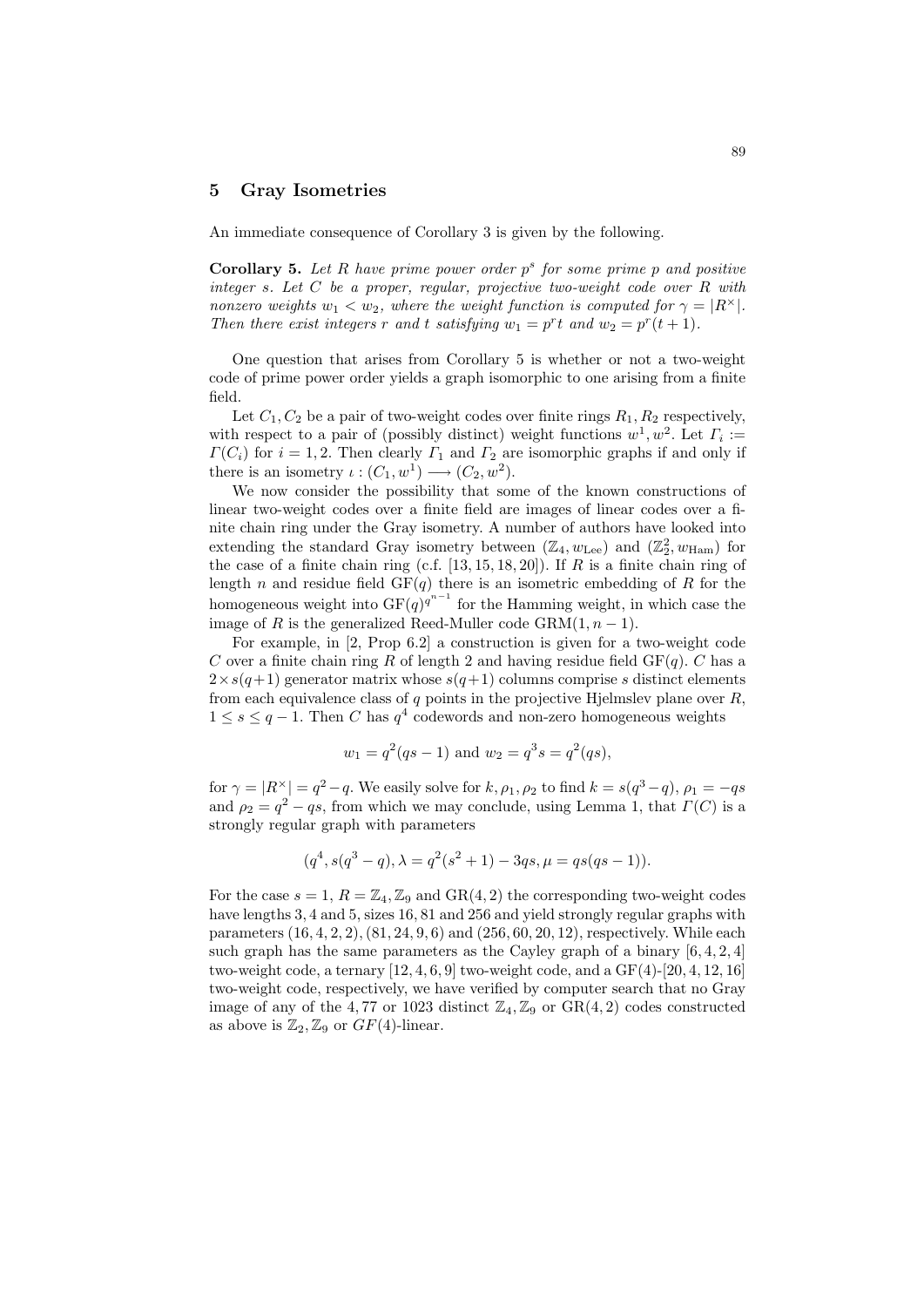## 5 Gray Isometries

An immediate consequence of Corollary 3 is given by the following.

**Corollary 5.** *Let $R$ have prime power order $p^s$ for some prime $p$ and positive integer $s$. Let $C$ be a proper, regular, projective two-weight code over $R$ with nonzero weights $w_1 < w_2$, where the weight function is computed for $\gamma = |R^\times|$. Then there exist integers $r$ and $t$ satisfying $w_1 = p^r t$ and $w_2 = p^r(t+1)$.*

One question that arises from Corollary 5 is whether or not a two-weight code of prime power order yields a graph isomorphic to one arising from a finite field.

Let $C_1, C_2$ be a pair of two-weight codes over finite rings $R_1, R_2$ respectively, with respect to a pair of (possibly distinct) weight functions $w^1, w^2$. Let $\Gamma_i := \Gamma(C_i)$ for $i = 1, 2$. Then clearly $\Gamma_1$ and $\Gamma_2$ are isomorphic graphs if and only if there is an isometry $\iota : (C_1, w^1) \longrightarrow (C_2, w^2)$.

We now consider the possibility that some of the known constructions of linear two-weight codes over a finite field are images of linear codes over a finite chain ring under the Gray isometry. A number of authors have looked into extending the standard Gray isometry between $(\mathbb{Z}_4, w_{\mathrm{Lee}})$ and $(\mathbb{Z}_2^2, w_{\mathrm{Ham}})$ for the case of a finite chain ring (c.f. [13, 15, 18, 20]). If $R$ is a finite chain ring of length $n$ and residue field $\mathrm{GF}(q)$ there is an isometric embedding of $R$ for the homogeneous weight into $\mathrm{GF}(q)^{q^{n-1}}$ for the Hamming weight, in which case the image of $R$ is the generalized Reed-Muller code $\mathrm{GRM}(1, n-1)$.

For example, in [2, Prop 6.2] a construction is given for a two-weight code $C$ over a finite chain ring $R$ of length 2 and having residue field $\mathrm{GF}(q)$. $C$ has a $2 \times s(q+1)$ generator matrix whose $s(q+1)$ columns comprise $s$ distinct elements from each equivalence class of $q$ points in the projective Hjelmslev plane over $R$, $1 \leq s \leq q-1$. Then $C$ has $q^4$ codewords and non-zero homogeneous weights

$$w_1 = q^2(qs-1) \text{ and } w_2 = q^3 s = q^2(qs),$$

for $\gamma = |R^\times| = q^2 - q$. We easily solve for $k, \rho_1, \rho_2$ to find $k = s(q^3 - q)$, $\rho_1 = -qs$ and $\rho_2 = q^2 - qs$, from which we may conclude, using Lemma 1, that $\Gamma(C)$ is a strongly regular graph with parameters

$$(q^4, s(q^3-q), \lambda = q^2(s^2+1) - 3qs, \mu = qs(qs-1)).$$

For the case $s = 1$, $R = \mathbb{Z}_4, \mathbb{Z}_9$ and $\mathrm{GR}(4,2)$ the corresponding two-weight codes have lengths $3, 4$ and $5$, sizes $16, 81$ and $256$ and yield strongly regular graphs with parameters $(16, 4, 2, 2), (81, 24, 9, 6)$ and $(256, 60, 20, 12)$, respectively. While each such graph has the same parameters as the Cayley graph of a binary $[6, 4, 2, 4]$ two-weight code, a ternary $[12, 4, 6, 9]$ two-weight code, and a $\mathrm{GF}(4)$-$[20, 4, 12, 16]$ two-weight code, respectively, we have verified by computer search that no Gray image of any of the $4, 77$ or $1023$ distinct $\mathbb{Z}_4, \mathbb{Z}_9$ or $\mathrm{GR}(4,2)$ codes constructed as above is $\mathbb{Z}_2, \mathbb{Z}_9$ or $GF(4)$-linear.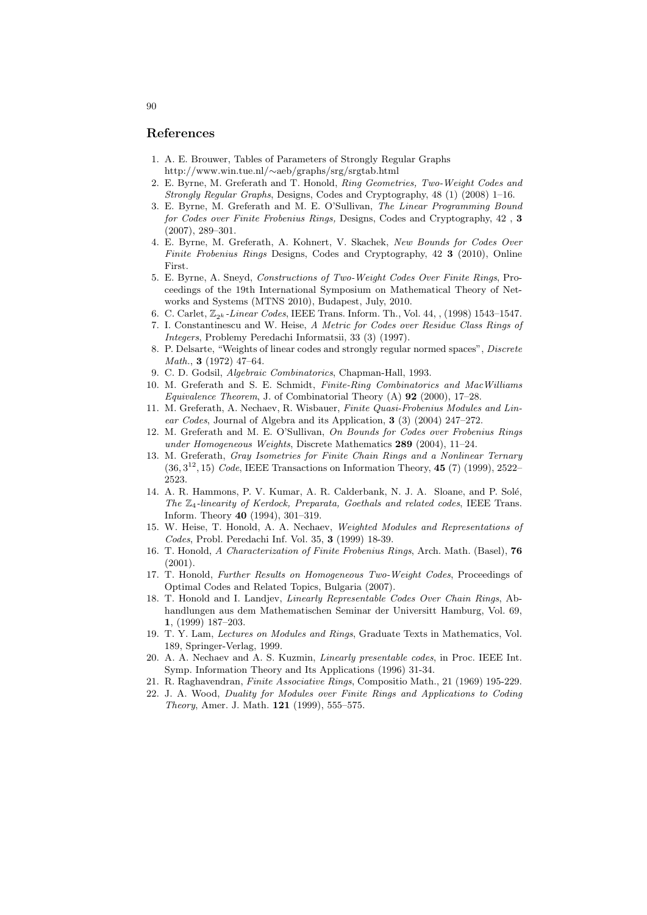## References

1. A. E. Brouwer, Tables of Parameters of Strongly Regular Graphs http://www.win.tue.nl/∼aeb/graphs/srg/srgtab.html
2. E. Byrne, M. Greferath and T. Honold, *Ring Geometries, Two-Weight Codes and Strongly Regular Graphs*, Designs, Codes and Cryptography, 48 (1) (2008) 1–16.
3. E. Byrne, M. Greferath and M. E. O'Sullivan, *The Linear Programming Bound for Codes over Finite Frobenius Rings,* Designs, Codes and Cryptography, 42 , **3** (2007), 289–301.
4. E. Byrne, M. Greferath, A. Kohnert, V. Skachek, *New Bounds for Codes Over Finite Frobenius Rings* Designs, Codes and Cryptography, 42 **3** (2010), Online First.
5. E. Byrne, A. Sneyd, *Constructions of Two-Weight Codes Over Finite Rings*, Proceedings of the 19th International Symposium on Mathematical Theory of Networks and Systems (MTNS 2010), Budapest, July, 2010.
6. C. Carlet, $\mathbb{Z}_{2^k}$*-Linear Codes*, IEEE Trans. Inform. Th., Vol. 44, , (1998) 1543–1547.
7. I. Constantinescu and W. Heise, *A Metric for Codes over Residue Class Rings of Integers*, Problemy Peredachi Informatsii, 33 (3) (1997).
8. P. Delsarte, "Weights of linear codes and strongly regular normed spaces", *Discrete Math.*, **3** (1972) 47–64.
9. C. D. Godsil, *Algebraic Combinatorics*, Chapman-Hall, 1993.
10. M. Greferath and S. E. Schmidt, *Finite-Ring Combinatorics and MacWilliams Equivalence Theorem*, J. of Combinatorial Theory (A) **92** (2000), 17–28.
11. M. Greferath, A. Nechaev, R. Wisbauer, *Finite Quasi-Frobenius Modules and Linear Codes*, Journal of Algebra and its Application, **3** (3) (2004) 247–272.
12. M. Greferath and M. E. O'Sullivan, *On Bounds for Codes over Frobenius Rings under Homogeneous Weights*, Discrete Mathematics **289** (2004), 11–24.
13. M. Greferath, *Gray Isometries for Finite Chain Rings and a Nonlinear Ternary* $(36, 3^{12}, 15)$ *Code*, IEEE Transactions on Information Theory, **45** (7) (1999), 2522–2523.
14. A. R. Hammons, P. V. Kumar, A. R. Calderbank, N. J. A. Sloane, and P. Solé, *The* $\mathbb{Z}_4$*-linearity of Kerdock, Preparata, Goethals and related codes*, IEEE Trans. Inform. Theory **40** (1994), 301–319.
15. W. Heise, T. Honold, A. A. Nechaev, *Weighted Modules and Representations of Codes*, Probl. Peredachi Inf. Vol. 35, **3** (1999) 18-39.
16. T. Honold, *A Characterization of Finite Frobenius Rings*, Arch. Math. (Basel), **76** (2001).
17. T. Honold, *Further Results on Homogeneous Two-Weight Codes*, Proceedings of Optimal Codes and Related Topics, Bulgaria (2007).
18. T. Honold and I. Landjev, *Linearly Representable Codes Over Chain Rings*, Abhandlungen aus dem Mathematischen Seminar der Universitt Hamburg, Vol. 69, **1**, (1999) 187–203.
19. T. Y. Lam, *Lectures on Modules and Rings*, Graduate Texts in Mathematics, Vol. 189, Springer-Verlag, 1999.
20. A. A. Nechaev and A. S. Kuzmin, *Linearly presentable codes*, in Proc. IEEE Int. Symp. Information Theory and Its Applications (1996) 31-34.
21. R. Raghavendran, *Finite Associative Rings*, Compositio Math., 21 (1969) 195-229.
22. J. A. Wood, *Duality for Modules over Finite Rings and Applications to Coding Theory*, Amer. J. Math. **121** (1999), 555–575.